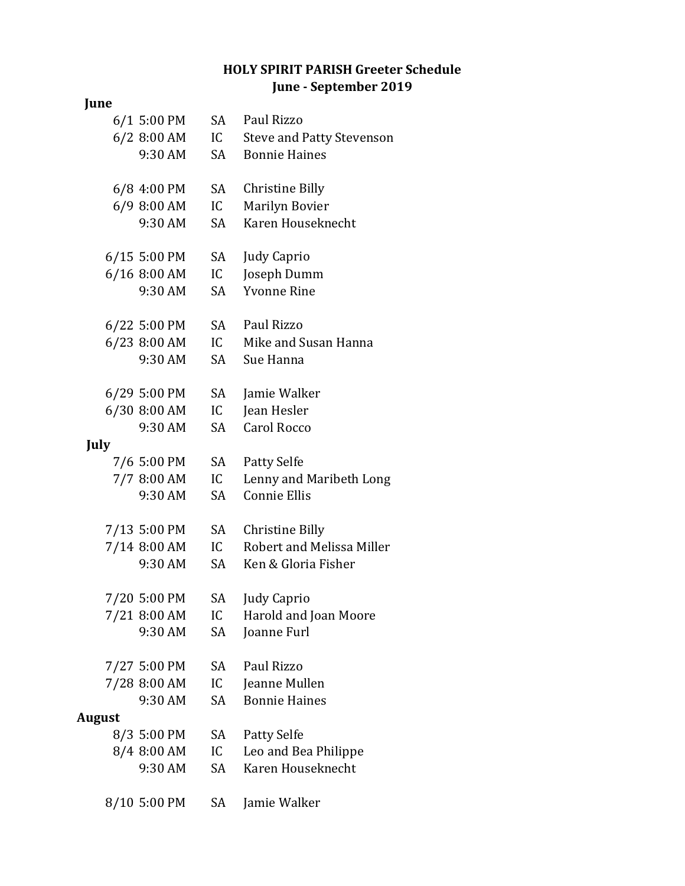# HOLY SPIRIT PARISH Greeter Schedule
## June - September 2019

**June**

| Date | Time | Location | Greeter |
|---|---|---|---|
| 6/1 | 5:00 PM | SA | Paul Rizzo |
| 6/2 | 8:00 AM | IC | Steve and Patty Stevenson |
| | 9:30 AM | SA | Bonnie Haines |
| 6/8 | 4:00 PM | SA | Christine Billy |
| 6/9 | 8:00 AM | IC | Marilyn Bovier |
| | 9:30 AM | SA | Karen Houseknecht |
| 6/15 | 5:00 PM | SA | Judy Caprio |
| 6/16 | 8:00 AM | IC | Joseph Dumm |
| | 9:30 AM | SA | Yvonne Rine |
| 6/22 | 5:00 PM | SA | Paul Rizzo |
| 6/23 | 8:00 AM | IC | Mike and Susan Hanna |
| | 9:30 AM | SA | Sue Hanna |
| 6/29 | 5:00 PM | SA | Jamie Walker |
| 6/30 | 8:00 AM | IC | Jean Hesler |
| | 9:30 AM | SA | Carol Rocco |

**July**

| Date | Time | Location | Greeter |
|---|---|---|---|
| 7/6 | 5:00 PM | SA | Patty Selfe |
| 7/7 | 8:00 AM | IC | Lenny and Maribeth Long |
| | 9:30 AM | SA | Connie Ellis |
| 7/13 | 5:00 PM | SA | Christine Billy |
| 7/14 | 8:00 AM | IC | Robert and Melissa Miller |
| | 9:30 AM | SA | Ken & Gloria Fisher |
| 7/20 | 5:00 PM | SA | Judy Caprio |
| 7/21 | 8:00 AM | IC | Harold and Joan Moore |
| | 9:30 AM | SA | Joanne Furl |
| 7/27 | 5:00 PM | SA | Paul Rizzo |
| 7/28 | 8:00 AM | IC | Jeanne Mullen |
| | 9:30 AM | SA | Bonnie Haines |

**August**

| Date | Time | Location | Greeter |
|---|---|---|---|
| 8/3 | 5:00 PM | SA | Patty Selfe |
| 8/4 | 8:00 AM | IC | Leo and Bea Philippe |
| | 9:30 AM | SA | Karen Houseknecht |
| 8/10 | 5:00 PM | SA | Jamie Walker |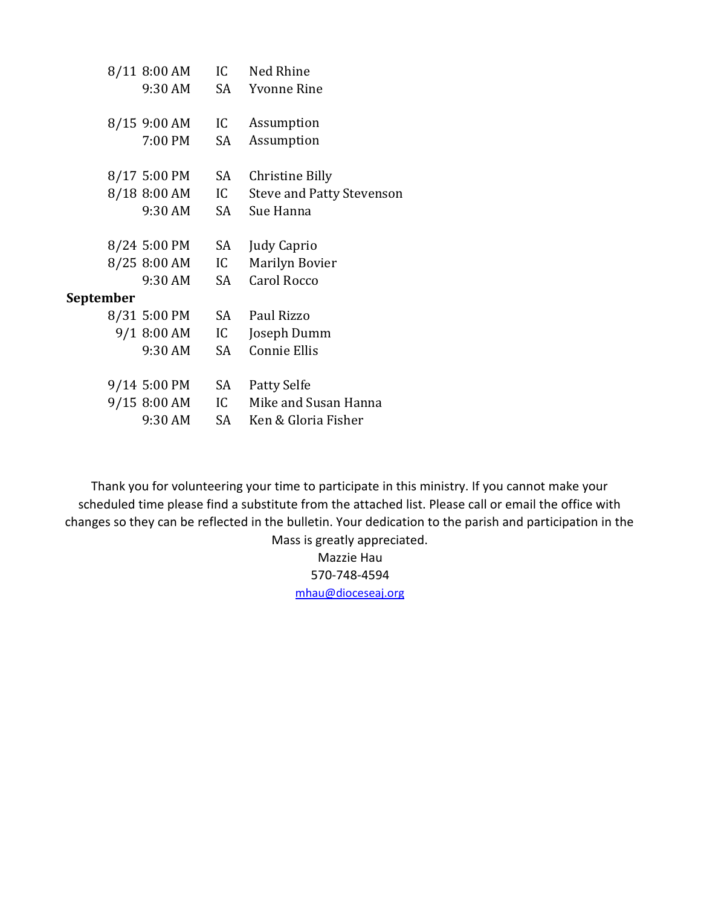| | | | |
|---|---|---|---|
| 8/11 | 8:00 AM | IC | Ned Rhine |
| | 9:30 AM | SA | Yvonne Rine |
| | | | |
| 8/15 | 9:00 AM | IC | Assumption |
| | 7:00 PM | SA | Assumption |
| | | | |
| 8/17 | 5:00 PM | SA | Christine Billy |
| 8/18 | 8:00 AM | IC | Steve and Patty Stevenson |
| | 9:30 AM | SA | Sue Hanna |
| | | | |
| 8/24 | 5:00 PM | SA | Judy Caprio |
| 8/25 | 8:00 AM | IC | Marilyn Bovier |
| | 9:30 AM | SA | Carol Rocco |
| **September** | | | |
| 8/31 | 5:00 PM | SA | Paul Rizzo |
| 9/1 | 8:00 AM | IC | Joseph Dumm |
| | 9:30 AM | SA | Connie Ellis |
| | | | |
| 9/14 | 5:00 PM | SA | Patty Selfe |
| 9/15 | 8:00 AM | IC | Mike and Susan Hanna |
| | 9:30 AM | SA | Ken & Gloria Fisher |

Thank you for volunteering your time to participate in this ministry. If you cannot make your scheduled time please find a substitute from the attached list. Please call or email the office with changes so they can be reflected in the bulletin. Your dedication to the parish and participation in the Mass is greatly appreciated.

Mazzie Hau
570-748-4594
mhau@dioceseaj.org